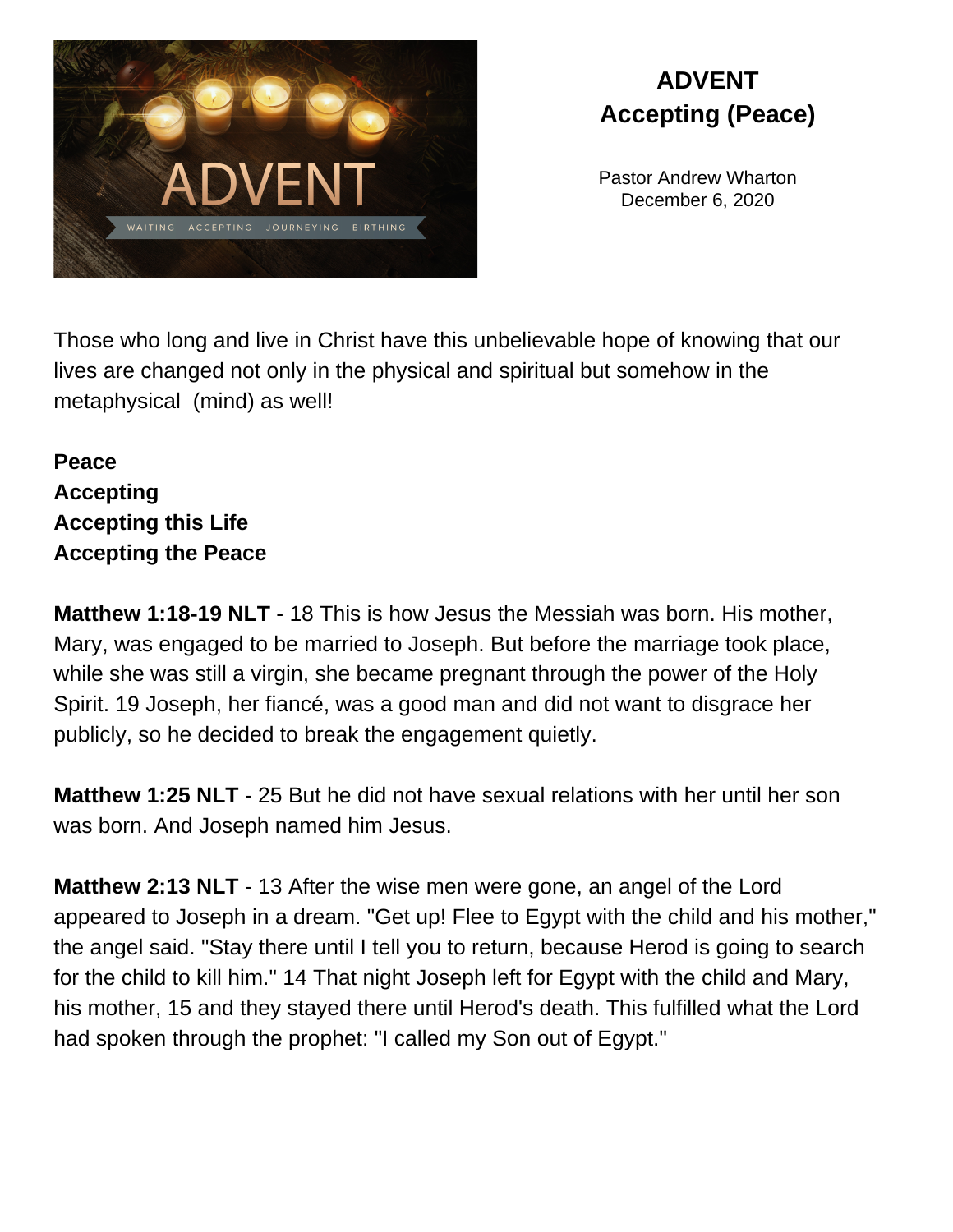# ADVENT
## Accepting (Peace)

Pastor Andrew Wharton
December 6, 2020

Those who long and live in Christ have this unbelievable hope of knowing that our lives are changed not only in the physical and spiritual but somehow in the metaphysical (mind) as well!

**Peace**
**Accepting**
**Accepting this Life**
**Accepting the Peace**

**Matthew 1:18-19 NLT** - 18 This is how Jesus the Messiah was born. His mother, Mary, was engaged to be married to Joseph. But before the marriage took place, while she was still a virgin, she became pregnant through the power of the Holy Spirit. 19 Joseph, her fiancé, was a good man and did not want to disgrace her publicly, so he decided to break the engagement quietly.

**Matthew 1:25 NLT** - 25 But he did not have sexual relations with her until her son was born. And Joseph named him Jesus.

**Matthew 2:13 NLT** - 13 After the wise men were gone, an angel of the Lord appeared to Joseph in a dream. "Get up! Flee to Egypt with the child and his mother," the angel said. "Stay there until I tell you to return, because Herod is going to search for the child to kill him." 14 That night Joseph left for Egypt with the child and Mary, his mother, 15 and they stayed there until Herod's death. This fulfilled what the Lord had spoken through the prophet: "I called my Son out of Egypt."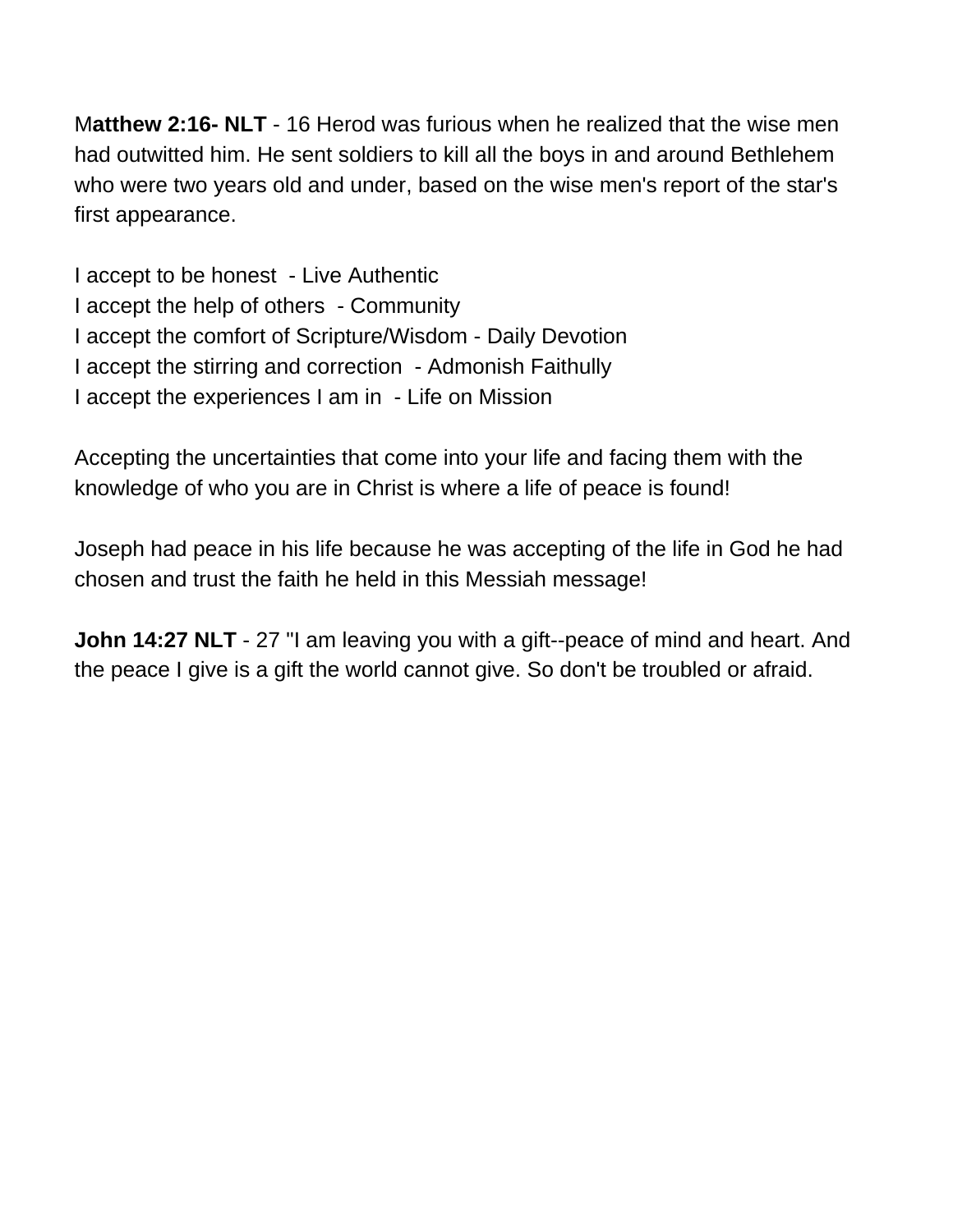M**atthew 2:16- NLT** - 16 Herod was furious when he realized that the wise men had outwitted him. He sent soldiers to kill all the boys in and around Bethlehem who were two years old and under, based on the wise men's report of the star's first appearance.

I accept to be honest - Live Authentic
I accept the help of others - Community
I accept the comfort of Scripture/Wisdom - Daily Devotion
I accept the stirring and correction - Admonish Faithully
I accept the experiences I am in - Life on Mission

Accepting the uncertainties that come into your life and facing them with the knowledge of who you are in Christ is where a life of peace is found!

Joseph had peace in his life because he was accepting of the life in God he had chosen and trust the faith he held in this Messiah message!

**John 14:27 NLT** - 27 "I am leaving you with a gift--peace of mind and heart. And the peace I give is a gift the world cannot give. So don't be troubled or afraid.